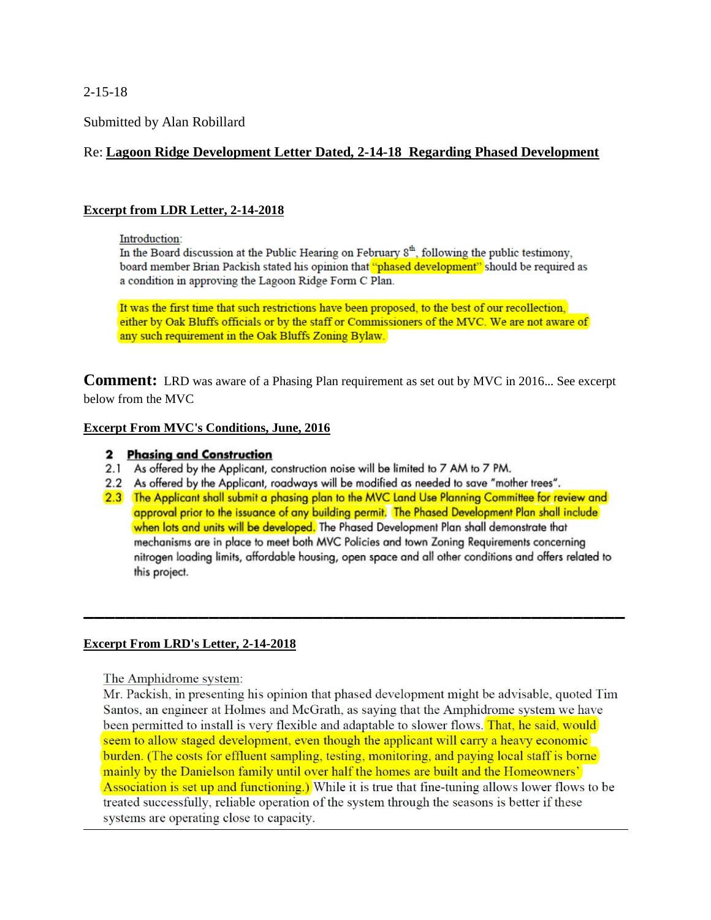2-15-18

Submitted by Alan Robillard

Re: **Lagoon Ridge Development Letter Dated, 2-14-18 Regarding Phased Development**

**Excerpt from LDR Letter, 2-14-2018**

> Introduction:
>
> In the Board discussion at the Public Hearing on February 8th, following the public testimony, board member Brian Packish stated his opinion that "phased development" should be required as a condition in approving the Lagoon Ridge Form C Plan.
>
> It was the first time that such restrictions have been proposed, to the best of our recollection, either by Oak Bluffs officials or by the staff or Commissioners of the MVC. We are not aware of any such requirement in the Oak Bluffs Zoning Bylaw.

**Comment:** LRD was aware of a Phasing Plan requirement as set out by MVC in 2016... See excerpt below from the MVC

**Excerpt From MVC's Conditions, June, 2016**

> **2 Phasing and Construction**
>
> 2.1 As offered by the Applicant, construction noise will be limited to 7 AM to 7 PM.
>
> 2.2 As offered by the Applicant, roadways will be modified as needed to save "mother trees".
>
> 2.3 The Applicant shall submit a phasing plan to the MVC Land Use Planning Committee for review and approval prior to the issuance of any building permit. The Phased Development Plan shall include when lots and units will be developed. The Phased Development Plan shall demonstrate that mechanisms are in place to meet both MVC Policies and town Zoning Requirements concerning nitrogen loading limits, affordable housing, open space and all other conditions and offers related to this project.

---

**Excerpt From LRD's Letter, 2-14-2018**

> The Amphidrome system:
>
> Mr. Packish, in presenting his opinion that phased development might be advisable, quoted Tim Santos, an engineer at Holmes and McGrath, as saying that the Amphidrome system we have been permitted to install is very flexible and adaptable to slower flows. That, he said, would seem to allow staged development, even though the applicant will carry a heavy economic burden. (The costs for effluent sampling, testing, monitoring, and paying local staff is borne mainly by the Danielson family until over half the homes are built and the Homeowners' Association is set up and functioning.) While it is true that fine-tuning allows lower flows to be treated successfully, reliable operation of the system through the seasons is better if these systems are operating close to capacity.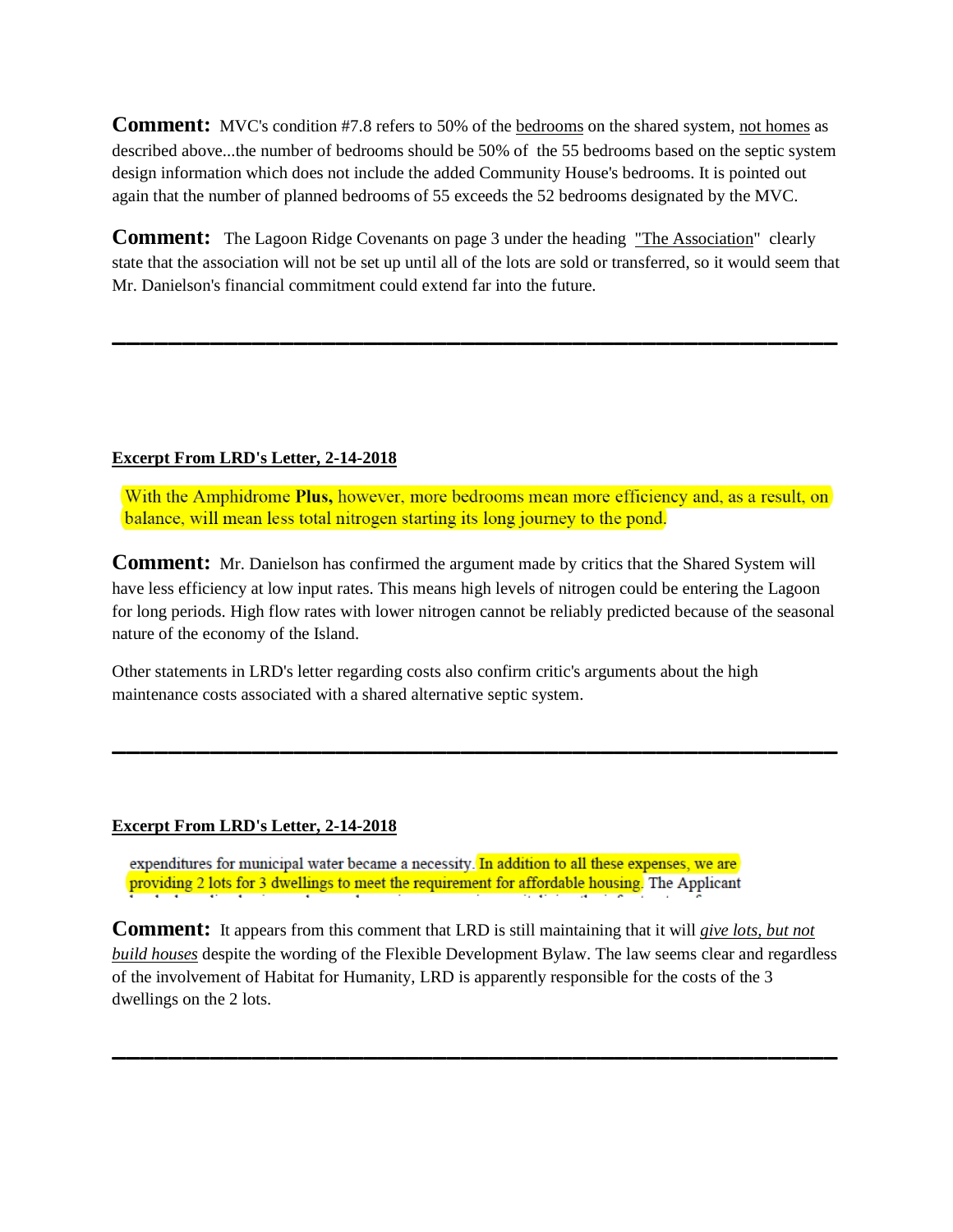**Comment:** MVC's condition #7.8 refers to 50% of the bedrooms on the shared system, not homes as described above...the number of bedrooms should be 50% of the 55 bedrooms based on the septic system design information which does not include the added Community House's bedrooms. It is pointed out again that the number of planned bedrooms of 55 exceeds the 52 bedrooms designated by the MVC.

**Comment:** The Lagoon Ridge Covenants on page 3 under the heading "The Association" clearly state that the association will not be set up until all of the lots are sold or transferred, so it would seem that Mr. Danielson's financial commitment could extend far into the future.

---

**Excerpt From LRD's Letter, 2-14-2018**

> With the Amphidrome **Plus,** however, more bedrooms mean more efficiency and, as a result, on balance, will mean less total nitrogen starting its long journey to the pond.

**Comment:** Mr. Danielson has confirmed the argument made by critics that the Shared System will have less efficiency at low input rates. This means high levels of nitrogen could be entering the Lagoon for long periods. High flow rates with lower nitrogen cannot be reliably predicted because of the seasonal nature of the economy of the Island.

Other statements in LRD's letter regarding costs also confirm critic's arguments about the high maintenance costs associated with a shared alternative septic system.

---

**Excerpt From LRD's Letter, 2-14-2018**

> expenditures for municipal water became a necessity. In addition to all these expenses, we are providing 2 lots for 3 dwellings to meet the requirement for affordable housing. The Applicant

**Comment:** It appears from this comment that LRD is still maintaining that it will ***give lots, but not build houses*** despite the wording of the Flexible Development Bylaw. The law seems clear and regardless of the involvement of Habitat for Humanity, LRD is apparently responsible for the costs of the 3 dwellings on the 2 lots.

---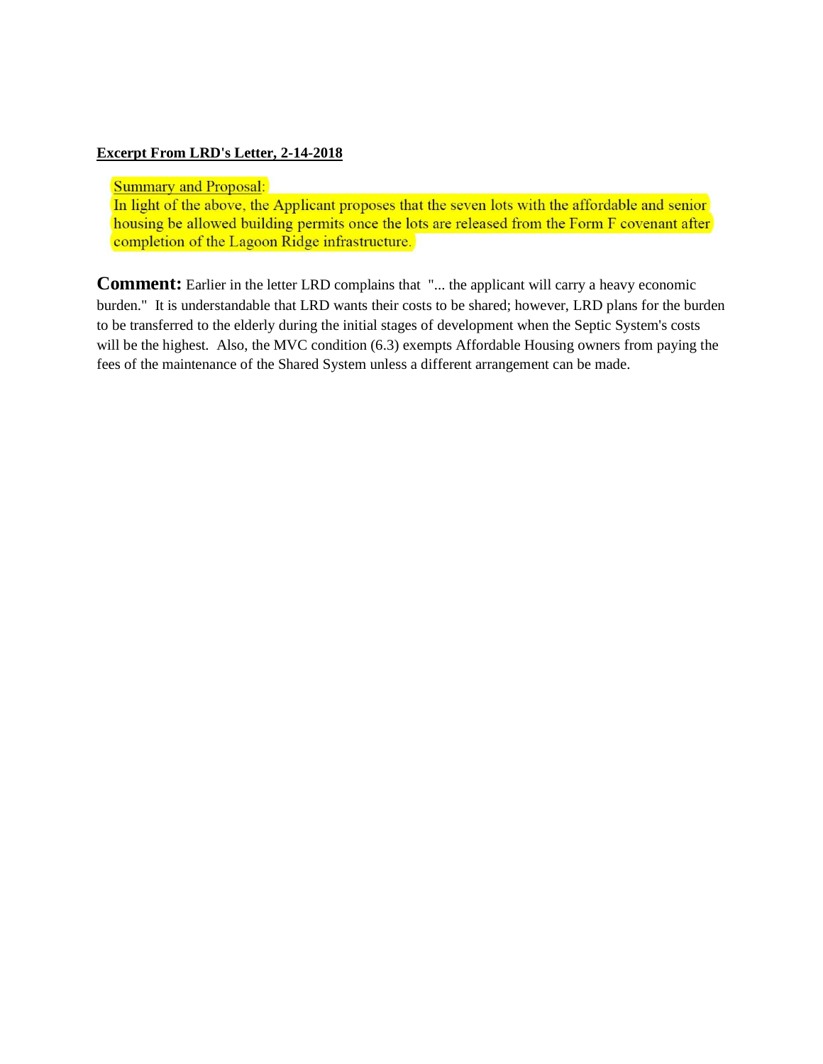**Excerpt From LRD's Letter, 2-14-2018**

> Summary and Proposal:
> In light of the above, the Applicant proposes that the seven lots with the affordable and senior housing be allowed building permits once the lots are released from the Form F covenant after completion of the Lagoon Ridge infrastructure.

**Comment:** Earlier in the letter LRD complains that "... the applicant will carry a heavy economic burden." It is understandable that LRD wants their costs to be shared; however, LRD plans for the burden to be transferred to the elderly during the initial stages of development when the Septic System's costs will be the highest. Also, the MVC condition (6.3) exempts Affordable Housing owners from paying the fees of the maintenance of the Shared System unless a different arrangement can be made.